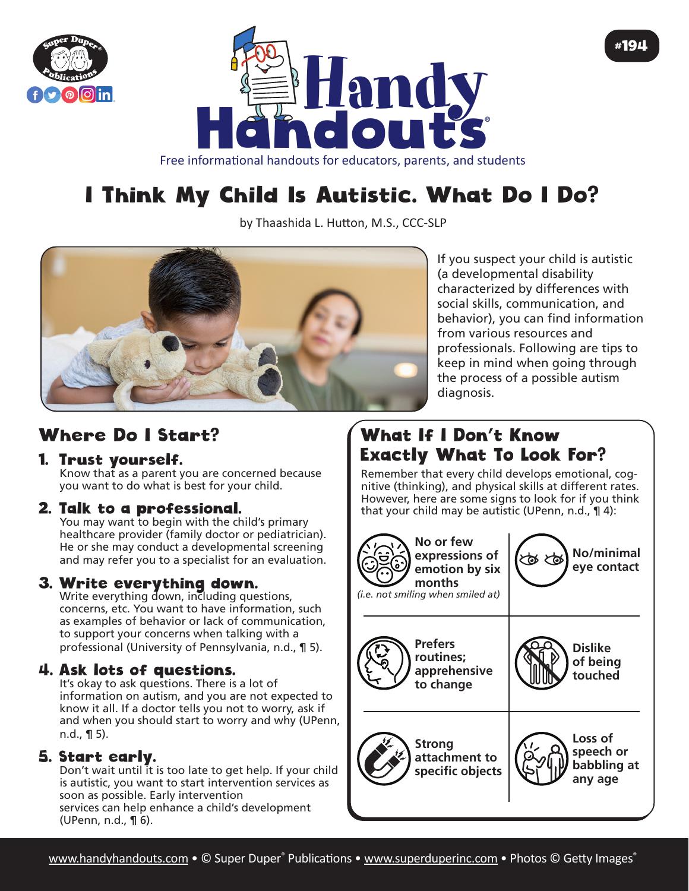# I Think My Child Is Autistic. What Do I Do?

by Thaashida L. Hutton, M.S., CCC-SLP

If you suspect your child is autistic (a developmental disability characterized by differences with social skills, communication, and behavior), you can find information from various resources and professionals. Following are tips to keep in mind when going through the process of a possible autism diagnosis.

## Where Do I Start?

1. **Trust yourself.**
   Know that as a parent you are concerned because you want to do what is best for your child.

2. **Talk to a professional.**
   You may want to begin with the child's primary healthcare provider (family doctor or pediatrician). He or she may conduct a developmental screening and may refer you to a specialist for an evaluation.

3. **Write everything down.**
   Write everything down, including questions, concerns, etc. You want to have information, such as examples of behavior or lack of communication, to support your concerns when talking with a professional (University of Pennsylvania, n.d., ¶ 5).

4. **Ask lots of questions.**
   It's okay to ask questions. There is a lot of information on autism, and you are not expected to know it all. If a doctor tells you not to worry, ask if and when you should start to worry and why (UPenn, n.d., ¶ 5).

5. **Start early.**
   Don't wait until it is too late to get help. If your child is autistic, you want to start intervention services as soon as possible. Early intervention services can help enhance a child's development (UPenn, n.d., ¶ 6).

## What If I Don't Know Exactly What To Look For?

Remember that every child develops emotional, cognitive (thinking), and physical skills at different rates. However, here are some signs to look for if you think that your child may be autistic (UPenn, n.d., ¶ 4):

- **No or few expressions of emotion by six months** *(i.e. not smiling when smiled at)*
- **No/minimal eye contact**
- **Prefers routines; apprehensive to change**
- **Dislike of being touched**
- **Strong attachment to specific objects**
- **Loss of speech or babbling at any age**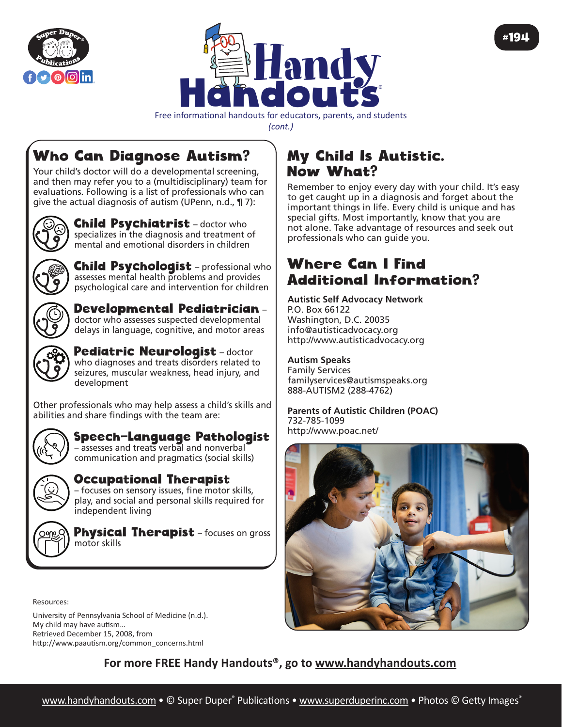(cont.)

## Who Can Diagnose Autism?

Your child's doctor will do a developmental screening, and then may refer you to a (multidisciplinary) team for evaluations. Following is a list of professionals who can give the actual diagnosis of autism (UPenn, n.d., ¶ 7):

**Child Psychiatrist** – doctor who specializes in the diagnosis and treatment of mental and emotional disorders in children

**Child Psychologist** – professional who assesses mental health problems and provides psychological care and intervention for children

**Developmental Pediatrician** – doctor who assesses suspected developmental delays in language, cognitive, and motor areas

**Pediatric Neurologist** – doctor who diagnoses and treats disorders related to seizures, muscular weakness, head injury, and development

Other professionals who may help assess a child's skills and abilities and share findings with the team are:

**Speech-Language Pathologist** – assesses and treats verbal and nonverbal communication and pragmatics (social skills)

**Occupational Therapist** – focuses on sensory issues, fine motor skills, play, and social and personal skills required for independent living

**Physical Therapist** – focuses on gross motor skills

## My Child Is Autistic. Now What?

Remember to enjoy every day with your child. It's easy to get caught up in a diagnosis and forget about the important things in life. Every child is unique and has special gifts. Most importantly, know that you are not alone. Take advantage of resources and seek out professionals who can guide you.

## Where Can I Find Additional Information?

**Autistic Self Advocacy Network**
P.O. Box 66122
Washington, D.C. 20035
info@autisticadvocacy.org
http://www.autisticadvocacy.org

**Autism Speaks**
Family Services
familyservices@autismspeaks.org
888-AUTISM2 (288-4762)

**Parents of Autistic Children (POAC)**
732-785-1099
http://www.poac.net/

Resources:

University of Pennsylvania School of Medicine (n.d.). My child may have autism… Retrieved December 15, 2008, from http://www.paautism.org/common_concerns.html

**For more FREE Handy Handouts®, go to www.handyhandouts.com**